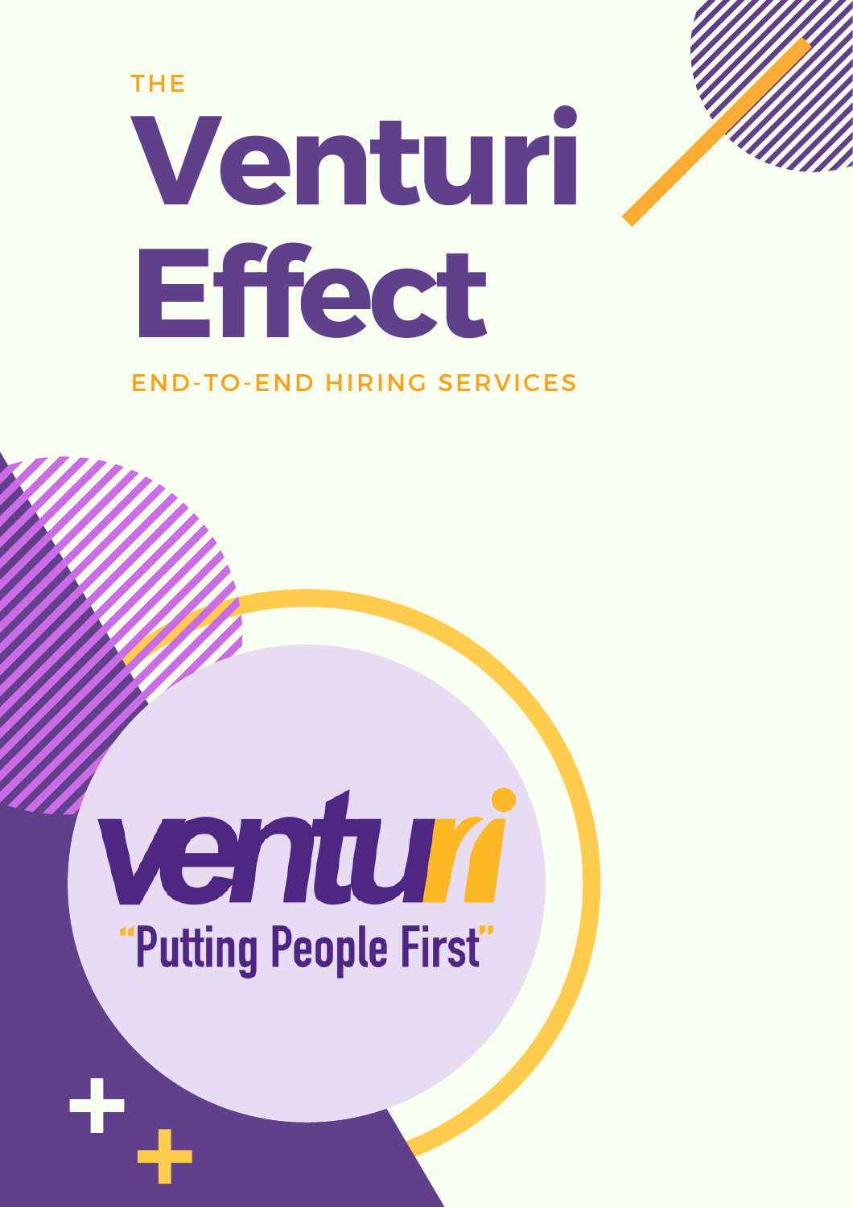THE

# Venturi Effect

END-TO-END HIRING SERVICES

venturi

"Putting People First"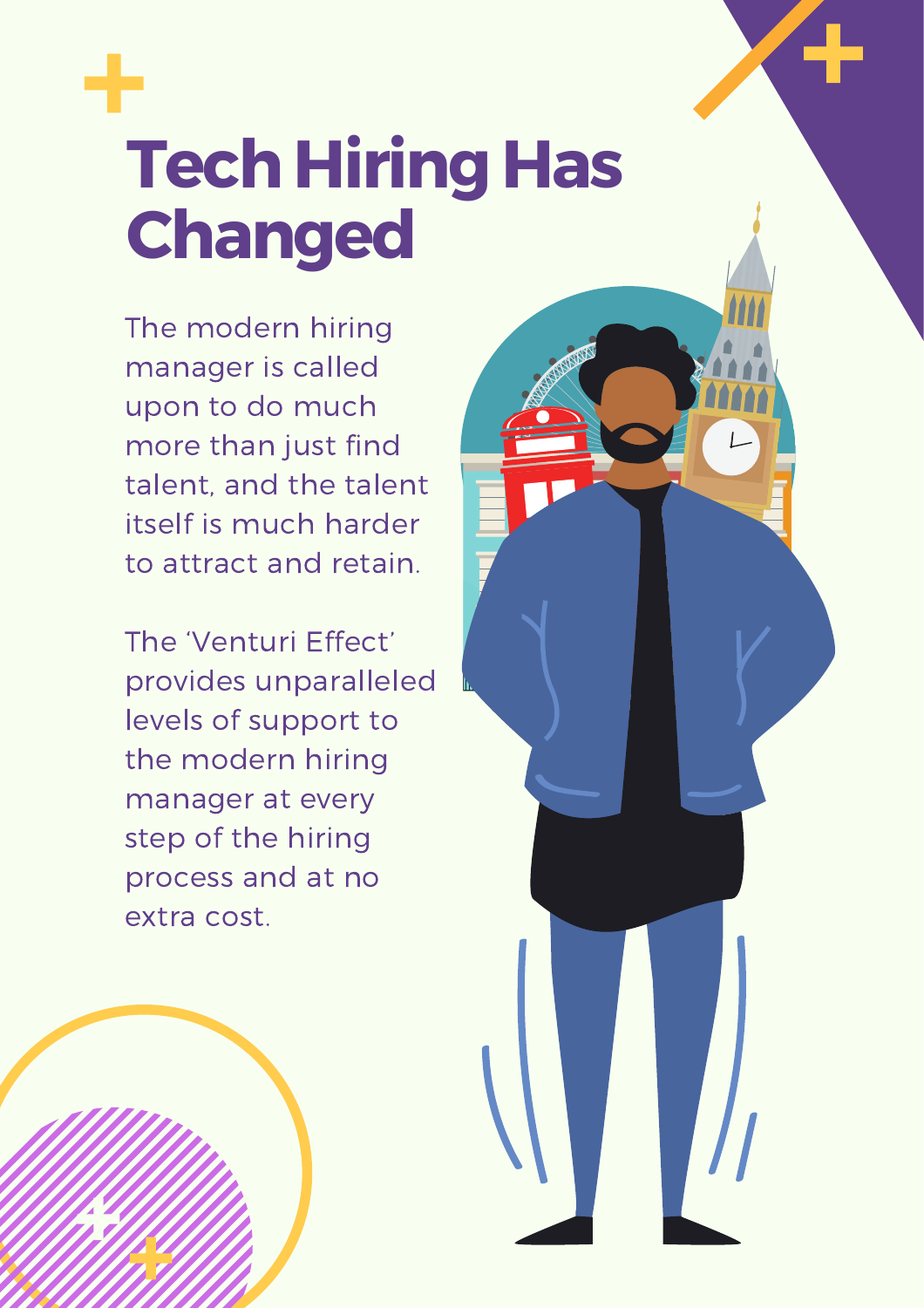# Tech Hiring Has Changed

The modern hiring manager is called upon to do much more than just find talent, and the talent itself is much harder to attract and retain.

The 'Venturi Effect' provides unparalleled levels of support to the modern hiring manager at every step of the hiring process and at no extra cost.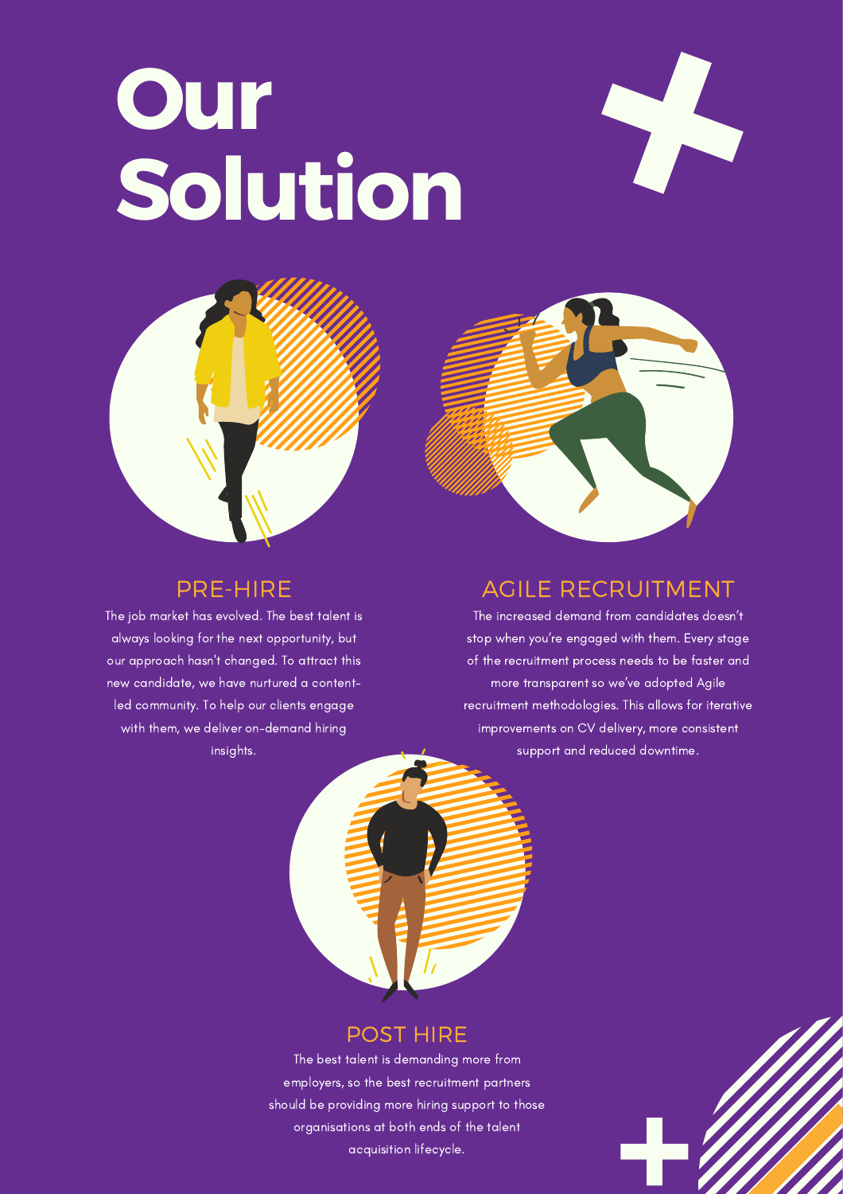# Our Solution

## PRE-HIRE

The job market has evolved. The best talent is always looking for the next opportunity, but our approach hasn't changed. To attract this new candidate, we have nurtured a content-led community. To help our clients engage with them, we deliver on-demand hiring insights.

## AGILE RECRUITMENT

The increased demand from candidates doesn't stop when you're engaged with them. Every stage of the recruitment process needs to be faster and more transparent so we've adopted Agile recruitment methodologies. This allows for iterative improvements on CV delivery, more consistent support and reduced downtime.

## POST HIRE

The best talent is demanding more from employers, so the best recruitment partners should be providing more hiring support to those organisations at both ends of the talent acquisition lifecycle.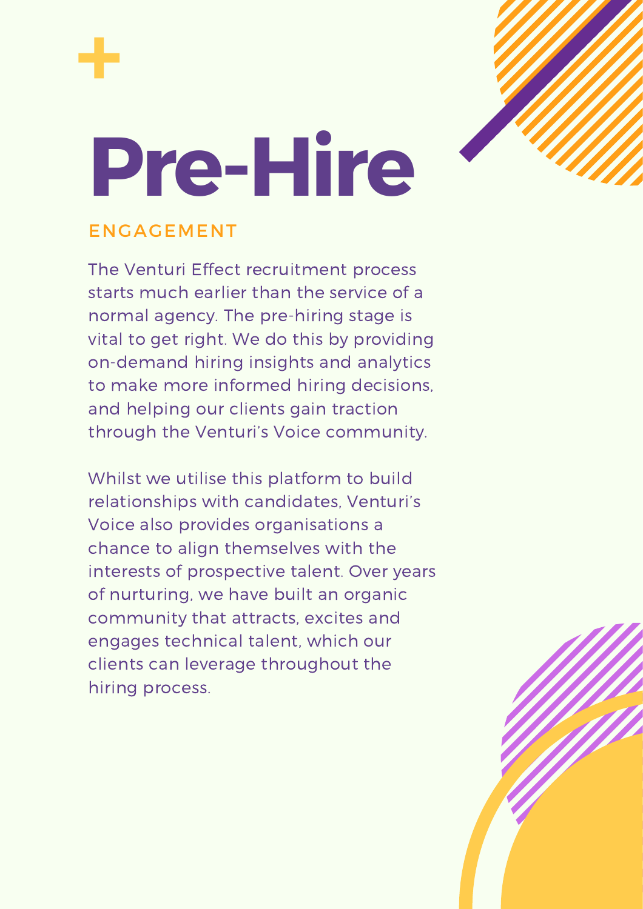# Pre-Hire

## ENGAGEMENT

The Venturi Effect recruitment process starts much earlier than the service of a normal agency. The pre-hiring stage is vital to get right. We do this by providing on-demand hiring insights and analytics to make more informed hiring decisions, and helping our clients gain traction through the Venturi's Voice community.

Whilst we utilise this platform to build relationships with candidates, Venturi's Voice also provides organisations a chance to align themselves with the interests of prospective talent. Over years of nurturing, we have built an organic community that attracts, excites and engages technical talent, which our clients can leverage throughout the hiring process.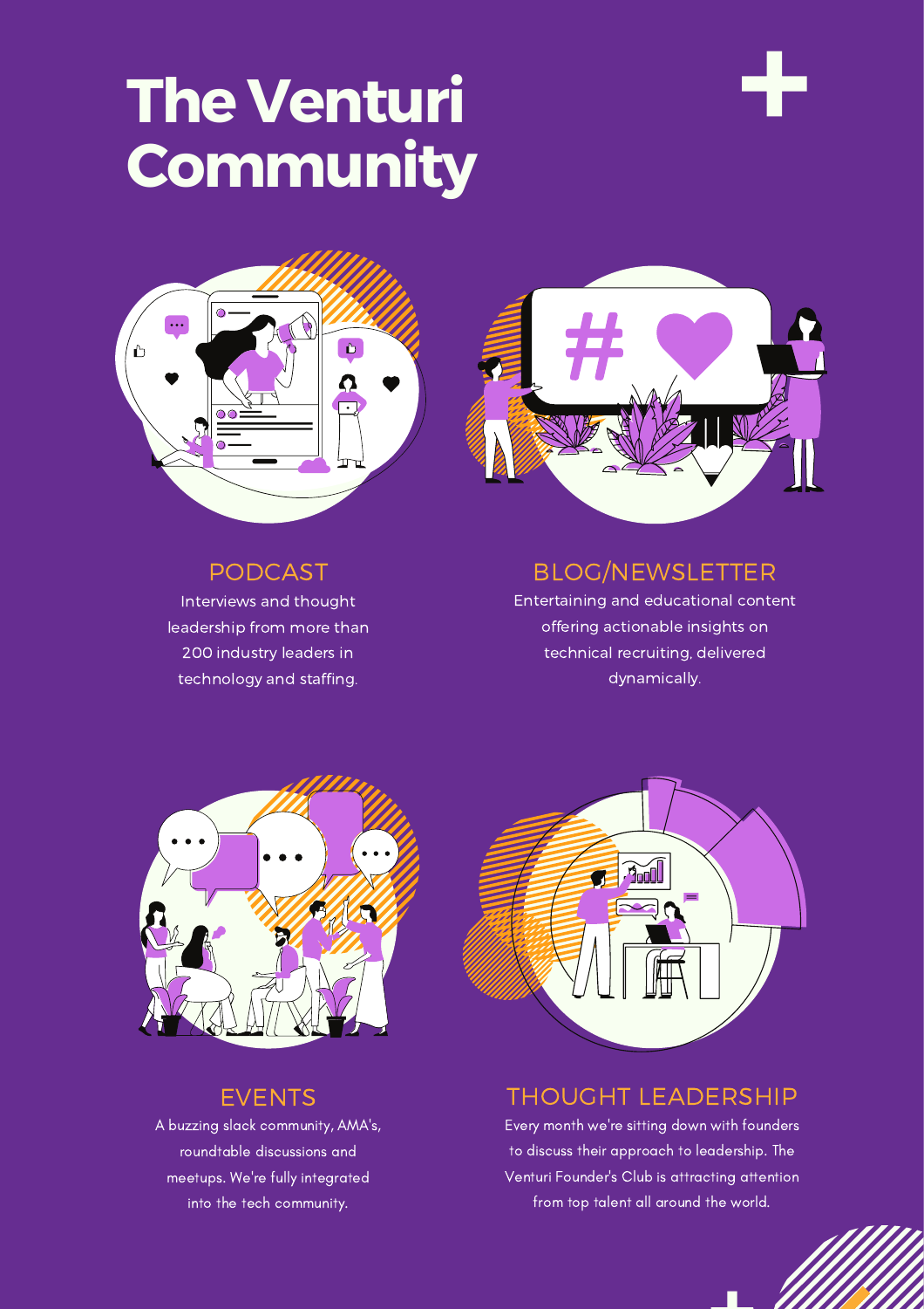# The Venturi Community

## PODCAST

Interviews and thought leadership from more than 200 industry leaders in technology and staffing.

## BLOG/NEWSLETTER

Entertaining and educational content offering actionable insights on technical recruiting, delivered dynamically.

## EVENTS

A buzzing slack community, AMA's, roundtable discussions and meetups. We're fully integrated into the tech community.

## THOUGHT LEADERSHIP

Every month we're sitting down with founders to discuss their approach to leadership. The Venturi Founder's Club is attracting attention from top talent all around the world.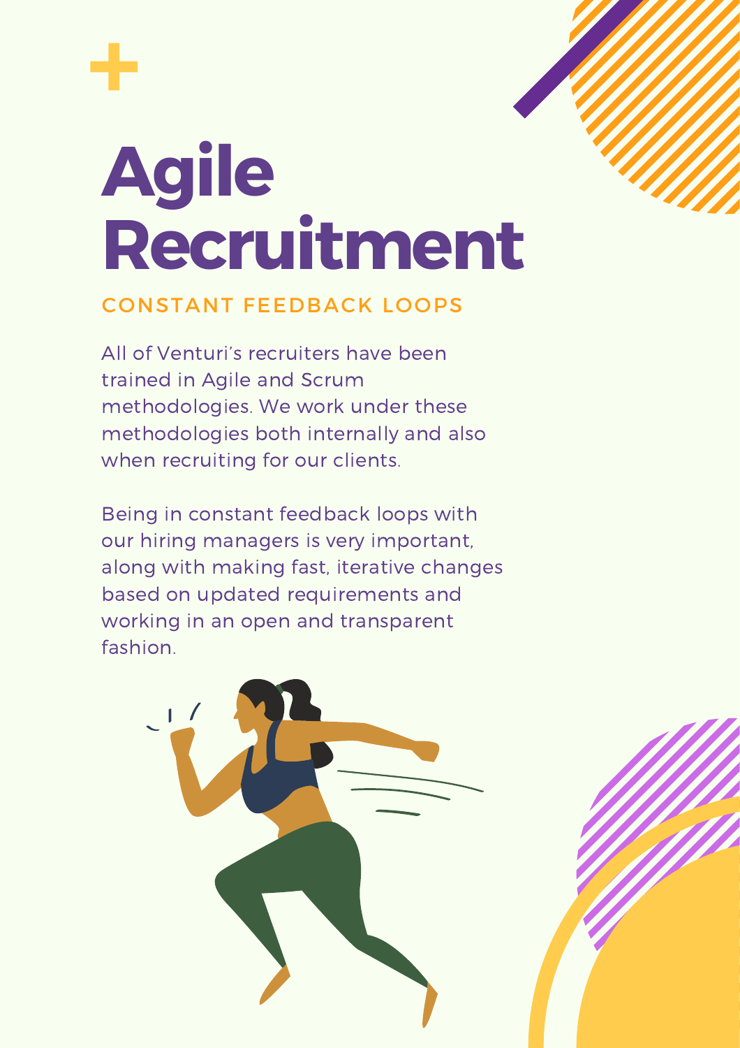# Agile Recruitment

## CONSTANT FEEDBACK LOOPS

All of Venturi's recruiters have been trained in Agile and Scrum methodologies. We work under these methodologies both internally and also when recruiting for our clients.

Being in constant feedback loops with our hiring managers is very important, along with making fast, iterative changes based on updated requirements and working in an open and transparent fashion.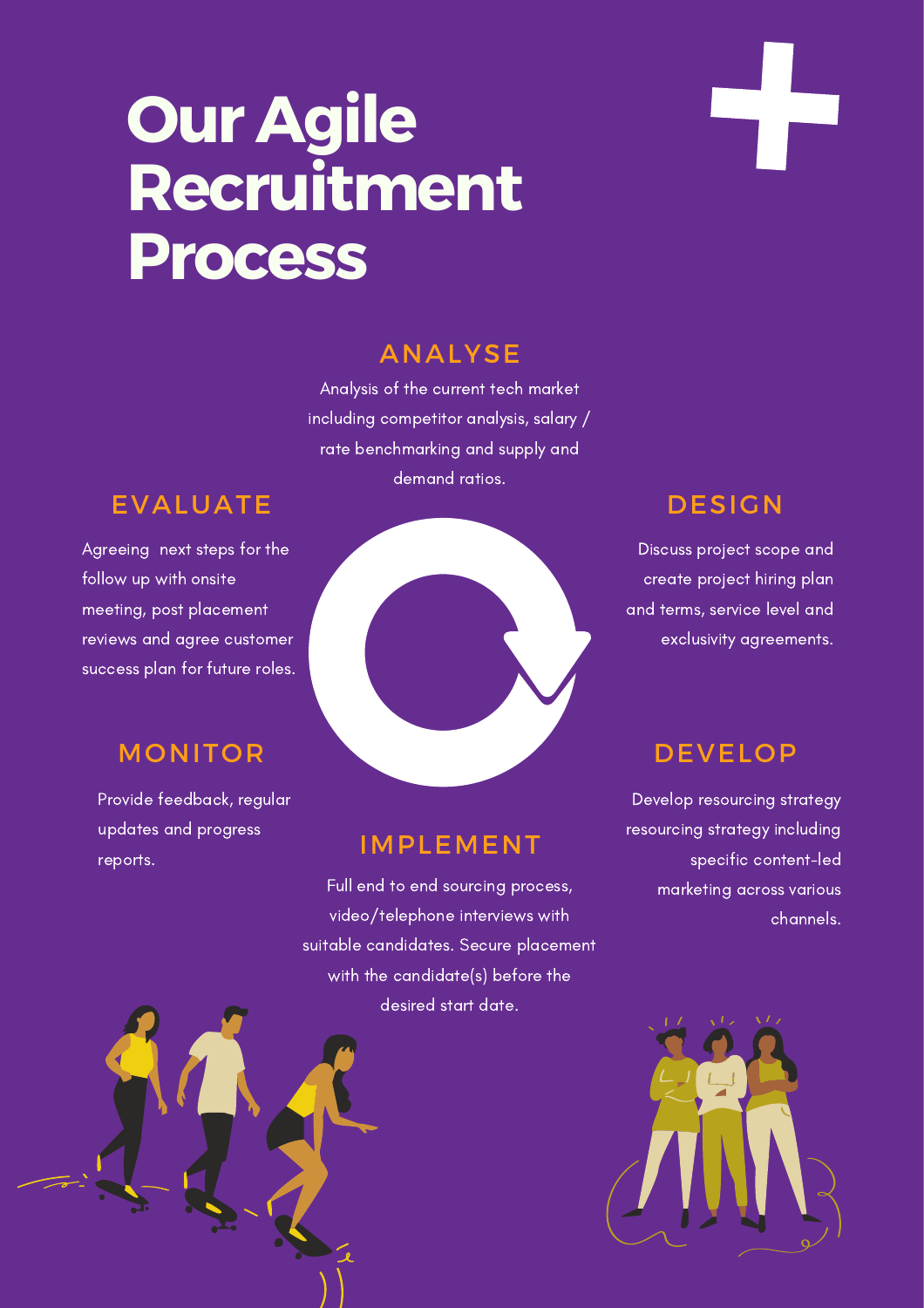# Our Agile Recruitment Process

## ANALYSE

Analysis of the current tech market including competitor analysis, salary / rate benchmarking and supply and demand ratios.

## DESIGN

Discuss project scope and create project hiring plan and terms, service level and exclusivity agreements.

## DEVELOP

Develop resourcing strategy resourcing strategy including specific content-led marketing across various channels.

## IMPLEMENT

Full end to end sourcing process, video/telephone interviews with suitable candidates. Secure placement with the candidate(s) before the desired start date.

## MONITOR

Provide feedback, regular updates and progress reports.

## EVALUATE

Agreeing next steps for the follow up with onsite meeting, post placement reviews and agree customer success plan for future roles.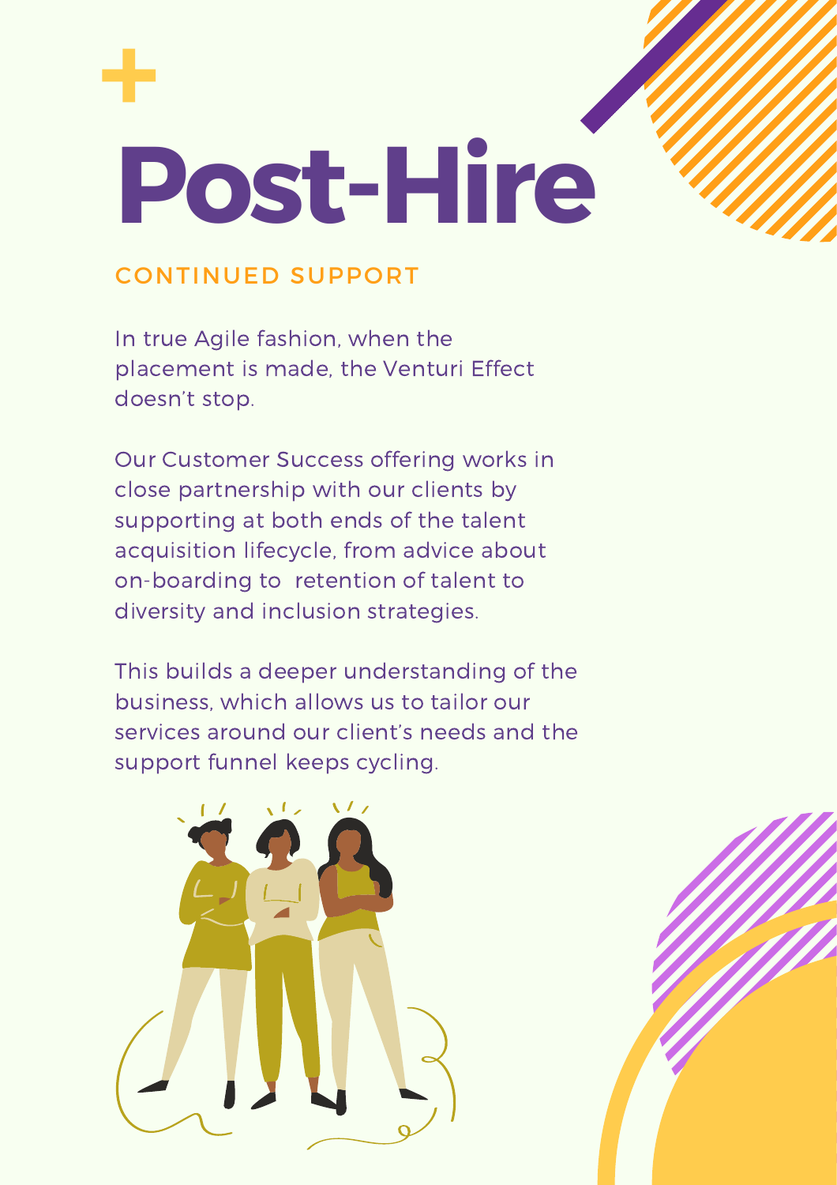# Post-Hire

## CONTINUED SUPPORT

In true Agile fashion, when the placement is made, the Venturi Effect doesn't stop.

Our Customer Success offering works in close partnership with our clients by supporting at both ends of the talent acquisition lifecycle, from advice about on-boarding to  retention of talent to diversity and inclusion strategies.

This builds a deeper understanding of the business, which allows us to tailor our services around our client's needs and the support funnel keeps cycling.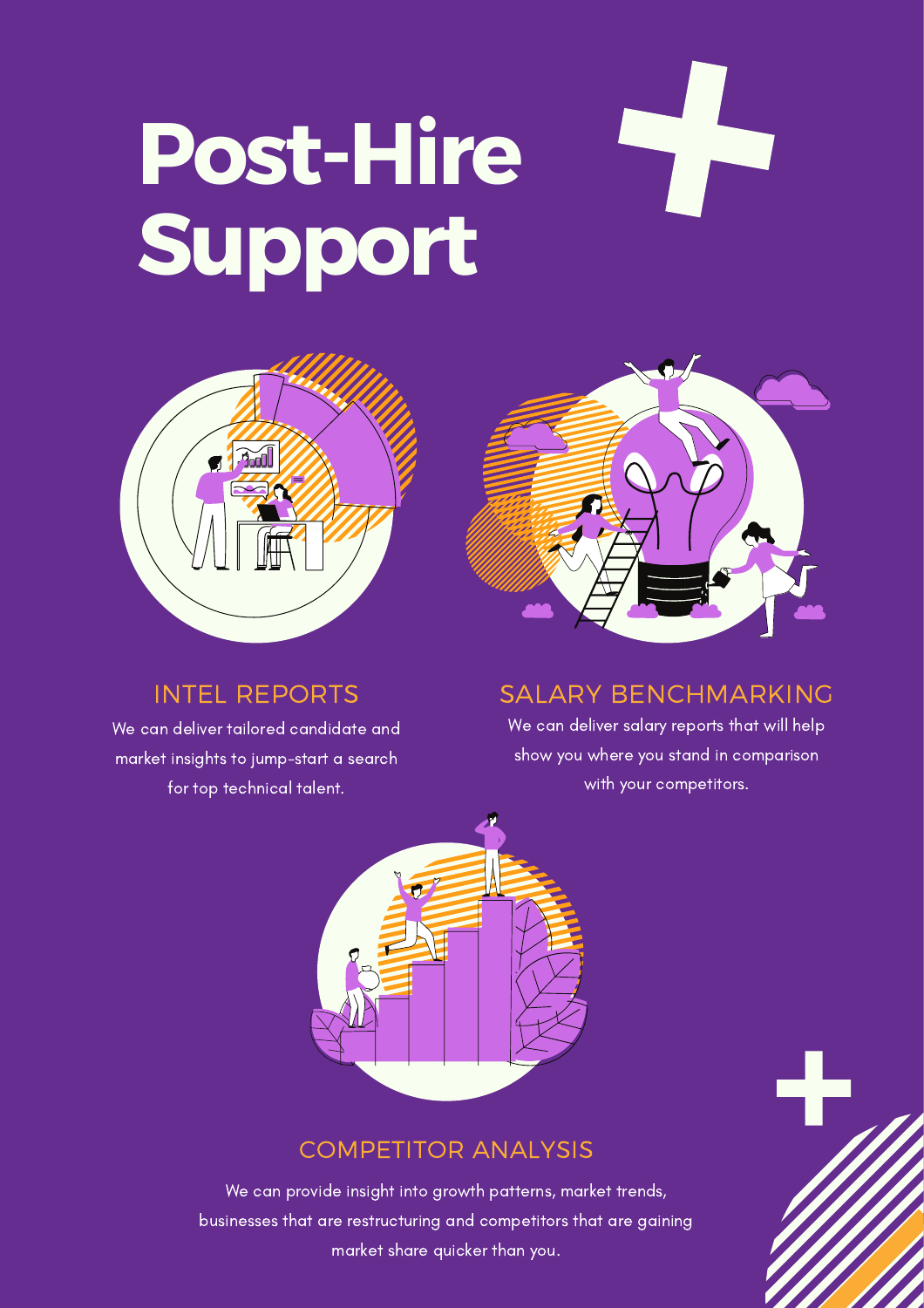# Post-Hire Support

## INTEL REPORTS

We can deliver tailored candidate and market insights to jump-start a search for top technical talent.

## SALARY BENCHMARKING

We can deliver salary reports that will help show you where you stand in comparison with your competitors.

## COMPETITOR ANALYSIS

We can provide insight into growth patterns, market trends, businesses that are restructuring and competitors that are gaining market share quicker than you.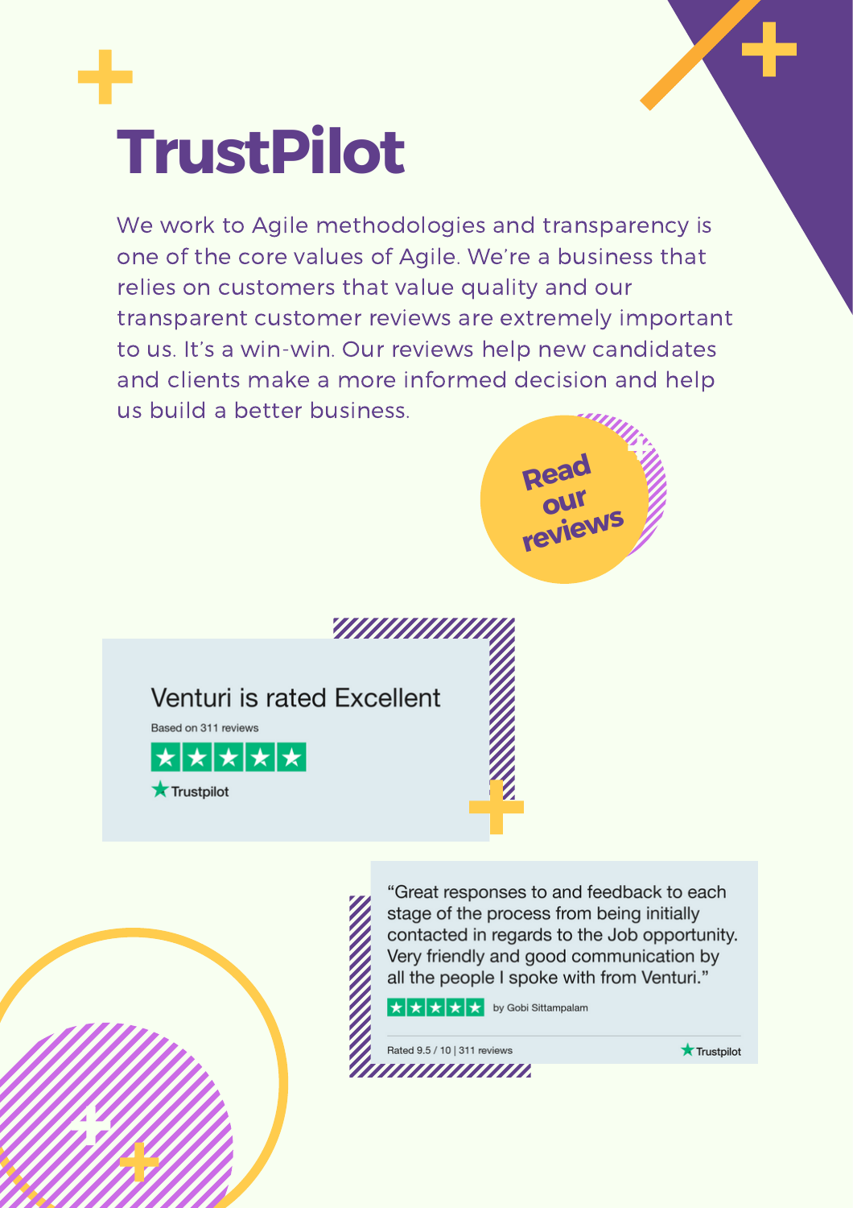# TrustPilot

We work to Agile methodologies and transparency is one of the core values of Agile. We're a business that relies on customers that value quality and our transparent customer reviews are extremely important to us. It's a win-win. Our reviews help new candidates and clients make a more informed decision and help us build a better business.

**Read our reviews**

Venturi is rated Excellent

Based on 311 reviews

★★★★★

Trustpilot

"Great responses to and feedback to each stage of the process from being initially contacted in regards to the Job opportunity. Very friendly and good communication by all the people I spoke with from Venturi."

★★★★★ by Gobi Sittampalam

Rated 9.5 / 10 | 311 reviews

Trustpilot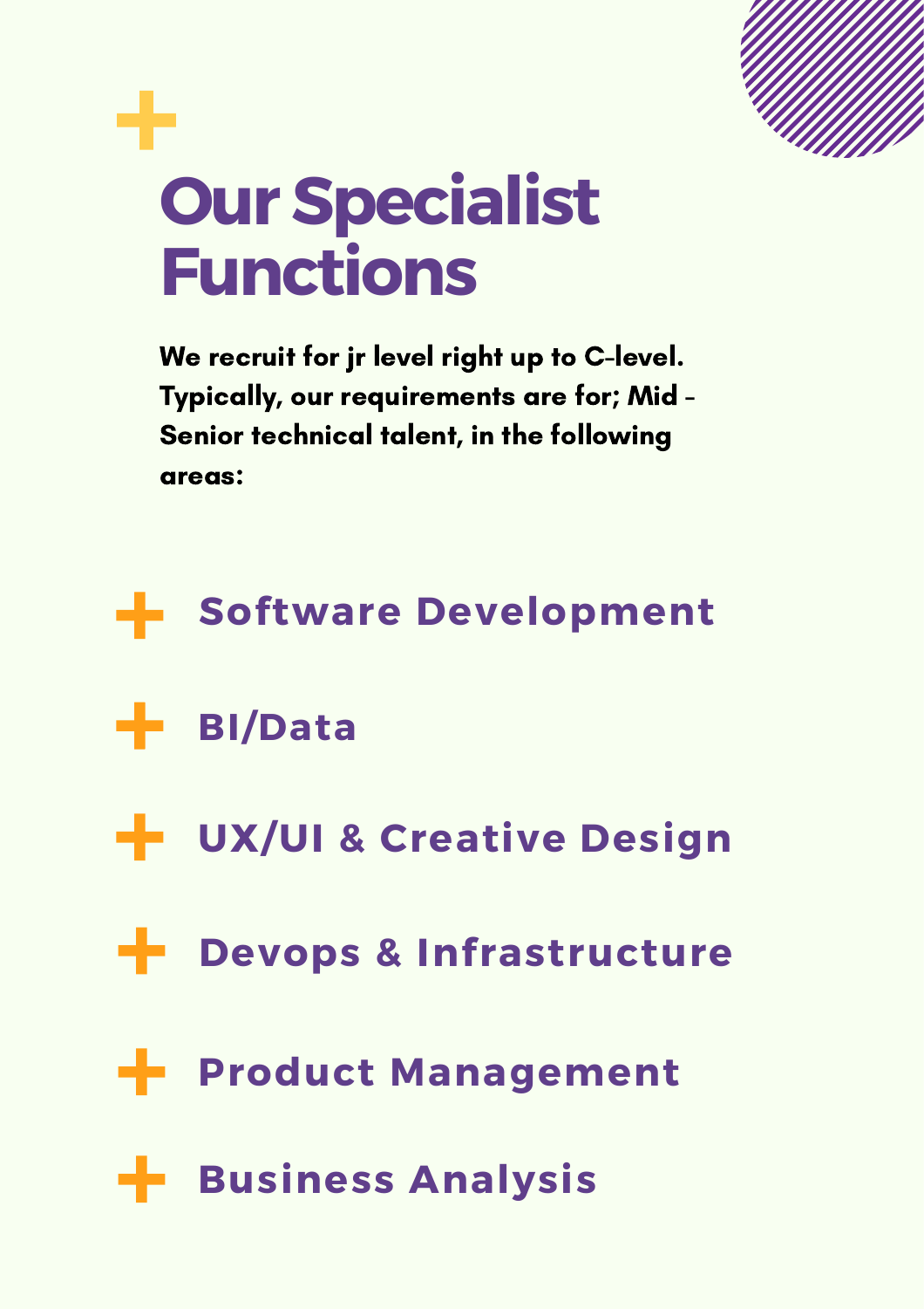# Our Specialist Functions

**We recruit for jr level right up to C-level. Typically, our requirements are for; Mid - Senior technical talent, in the following areas:**

- **Software Development**
- **BI/Data**
- **UX/UI & Creative Design**
- **Devops & Infrastructure**
- **Product Management**
- **Business Analysis**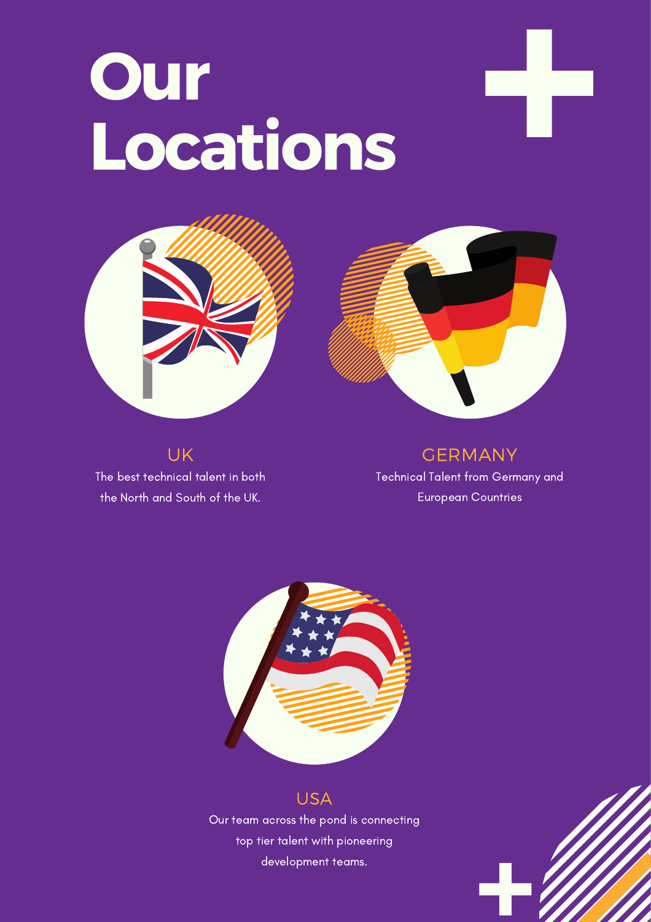# Our Locations

## UK

The best technical talent in both the North and South of the UK.

## GERMANY

Technical Talent from Germany and European Countries

## USA

Our team across the pond is connecting top tier talent with pioneering development teams.